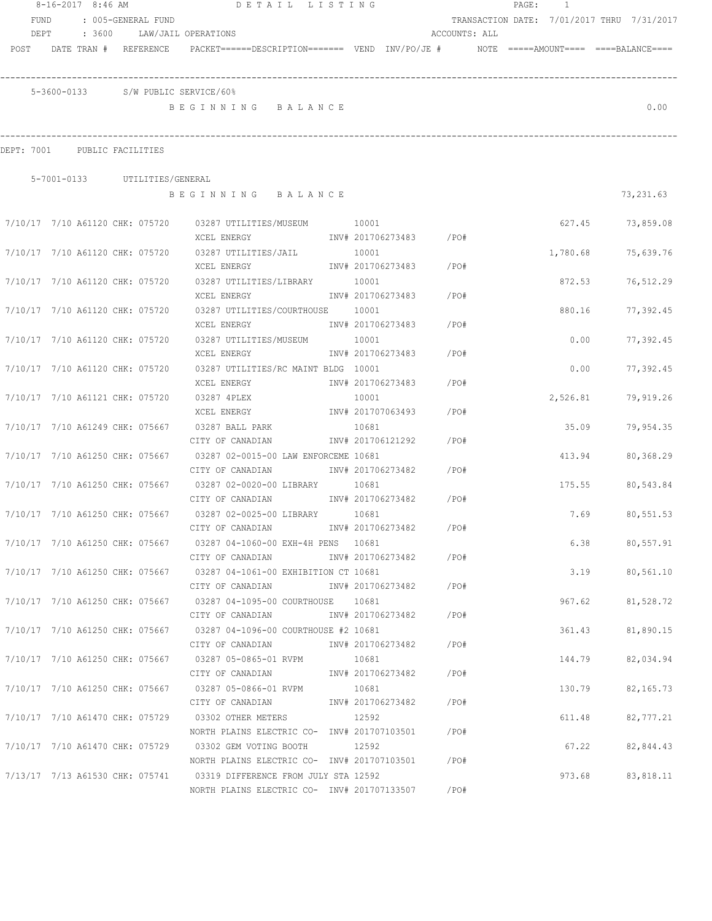8-16-2017 8:46 AM — DETAIL LISTING

FUND : 005-GENERAL FUND — TRANSACTION DATE: 7/01/2017 THRU 7/31/2017

DEPT : 3600 LAW/JAIL OPERATIONS — ACCOUNTS: ALL

| POST | DATE | TRAN # | REFERENCE | PACKET======DESCRIPTION======= | VEND | INV/PO/JE # | NOTE | =====AMOUNT==== | ====BALANCE==== |
|---|---|---|---|---|---|---|---|---|---|

**5-3600-0133 S/W PUBLIC SERVICE/60%**

B E G I N N I N G   B A L A N C E — 0.00

DEPT: 7001 PUBLIC FACILITIES

**5-7001-0133 UTILITIES/GENERAL**

B E G I N N I N G   B A L A N C E — 73,231.63

| POST | DATE | TRAN # | REFERENCE | PACKET======DESCRIPTION======= | VEND | INV/PO/JE # | NOTE | =====AMOUNT==== | ====BALANCE==== |
|---|---|---|---|---|---|---|---|---|---|
| 7/10/17 | 7/10 | A61120 | CHK: 075720 | 03287 UTILITIES/MUSEUM<br>XCEL ENERGY | 10001 | INV# 201706273483 /PO# | | 627.45 | 73,859.08 |
| 7/10/17 | 7/10 | A61120 | CHK: 075720 | 03287 UTILITIES/JAIL<br>XCEL ENERGY | 10001 | INV# 201706273483 /PO# | | 1,780.68 | 75,639.76 |
| 7/10/17 | 7/10 | A61120 | CHK: 075720 | 03287 UTILITIES/LIBRARY<br>XCEL ENERGY | 10001 | INV# 201706273483 /PO# | | 872.53 | 76,512.29 |
| 7/10/17 | 7/10 | A61120 | CHK: 075720 | 03287 UTILITIES/COURTHOUSE<br>XCEL ENERGY | 10001 | INV# 201706273483 /PO# | | 880.16 | 77,392.45 |
| 7/10/17 | 7/10 | A61120 | CHK: 075720 | 03287 UTILITIES/MUSEUM<br>XCEL ENERGY | 10001 | INV# 201706273483 /PO# | | 0.00 | 77,392.45 |
| 7/10/17 | 7/10 | A61120 | CHK: 075720 | 03287 UTILITIES/RC MAINT BLDG<br>XCEL ENERGY | 10001 | INV# 201706273483 /PO# | | 0.00 | 77,392.45 |
| 7/10/17 | 7/10 | A61121 | CHK: 075720 | 03287 4PLEX<br>XCEL ENERGY | 10001 | INV# 201707063493 /PO# | | 2,526.81 | 79,919.26 |
| 7/10/17 | 7/10 | A61249 | CHK: 075667 | 03287 BALL PARK<br>CITY OF CANADIAN | 10681 | INV# 201706121292 /PO# | | 35.09 | 79,954.35 |
| 7/10/17 | 7/10 | A61250 | CHK: 075667 | 03287 02-0015-00 LAW ENFORCEME<br>CITY OF CANADIAN | 10681 | INV# 201706273482 /PO# | | 413.94 | 80,368.29 |
| 7/10/17 | 7/10 | A61250 | CHK: 075667 | 03287 02-0020-00 LIBRARY<br>CITY OF CANADIAN | 10681 | INV# 201706273482 /PO# | | 175.55 | 80,543.84 |
| 7/10/17 | 7/10 | A61250 | CHK: 075667 | 03287 02-0025-00 LIBRARY<br>CITY OF CANADIAN | 10681 | INV# 201706273482 /PO# | | 7.69 | 80,551.53 |
| 7/10/17 | 7/10 | A61250 | CHK: 075667 | 03287 04-1060-00 EXH-4H PENS<br>CITY OF CANADIAN | 10681 | INV# 201706273482 /PO# | | 6.38 | 80,557.91 |
| 7/10/17 | 7/10 | A61250 | CHK: 075667 | 03287 04-1061-00 EXHIBITION CT<br>CITY OF CANADIAN | 10681 | INV# 201706273482 /PO# | | 3.19 | 80,561.10 |
| 7/10/17 | 7/10 | A61250 | CHK: 075667 | 03287 04-1095-00 COURTHOUSE<br>CITY OF CANADIAN | 10681 | INV# 201706273482 /PO# | | 967.62 | 81,528.72 |
| 7/10/17 | 7/10 | A61250 | CHK: 075667 | 03287 04-1096-00 COURTHOUSE #2<br>CITY OF CANADIAN | 10681 | INV# 201706273482 /PO# | | 361.43 | 81,890.15 |
| 7/10/17 | 7/10 | A61250 | CHK: 075667 | 03287 05-0865-01 RVPM<br>CITY OF CANADIAN | 10681 | INV# 201706273482 /PO# | | 144.79 | 82,034.94 |
| 7/10/17 | 7/10 | A61250 | CHK: 075667 | 03287 05-0866-01 RVPM<br>CITY OF CANADIAN | 10681 | INV# 201706273482 /PO# | | 130.79 | 82,165.73 |
| 7/10/17 | 7/10 | A61470 | CHK: 075729 | 03302 OTHER METERS<br>NORTH PLAINS ELECTRIC CO- | 12592 | INV# 201707103501 /PO# | | 611.48 | 82,777.21 |
| 7/10/17 | 7/10 | A61470 | CHK: 075729 | 03302 GEM VOTING BOOTH<br>NORTH PLAINS ELECTRIC CO- | 12592 | INV# 201707103501 /PO# | | 67.22 | 82,844.43 |
| 7/13/17 | 7/13 | A61530 | CHK: 075741 | 03319 DIFFERENCE FROM JULY STA<br>NORTH PLAINS ELECTRIC CO- | 12592 | INV# 201707133507 /PO# | | 973.68 | 83,818.11 |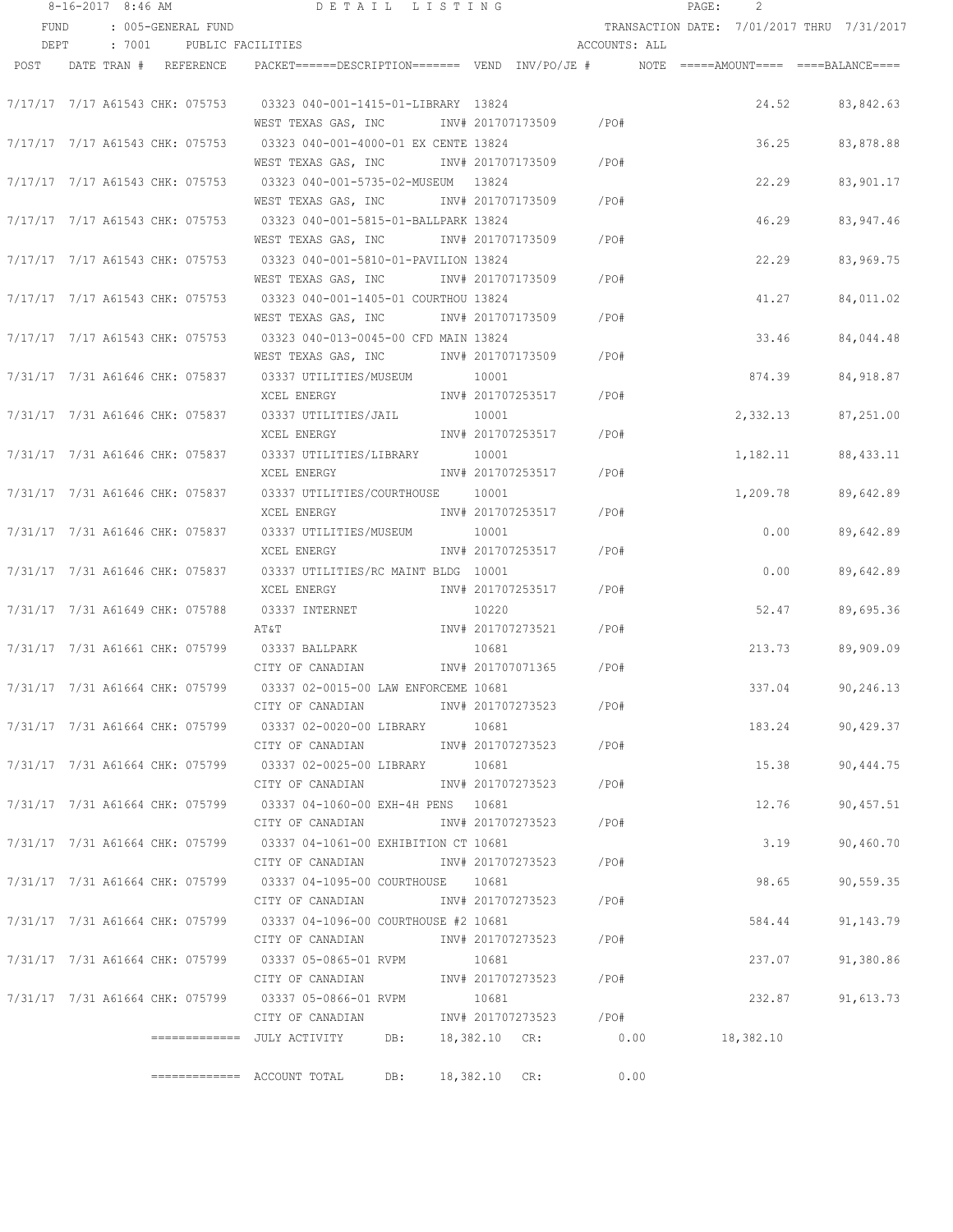8-16-2017 8:46 AM DETAIL LISTING

FUND : 005-GENERAL FUND TRANSACTION DATE: 7/01/2017 THRU 7/31/2017

DEPT : 7001 PUBLIC FACILITIES ACCOUNTS: ALL

| POST | DATE | TRAN # | REFERENCE | PACKET======DESCRIPTION======= | VEND | INV/PO/JE # | NOTE | =====AMOUNT==== | ====BALANCE==== |
|---|---|---|---|---|---|---|---|---|---|
| 7/17/17 | 7/17 | A61543 | CHK: 075753 | 03323 040-001-1415-01-LIBRARY | 13824 | | | 24.52 | 83,842.63 |
| | | | | WEST TEXAS GAS, INC | | INV# 201707173509 | /PO# | | |
| 7/17/17 | 7/17 | A61543 | CHK: 075753 | 03323 040-001-4000-01 EX CENTE | 13824 | | | 36.25 | 83,878.88 |
| | | | | WEST TEXAS GAS, INC | | INV# 201707173509 | /PO# | | |
| 7/17/17 | 7/17 | A61543 | CHK: 075753 | 03323 040-001-5735-02-MUSEUM | 13824 | | | 22.29 | 83,901.17 |
| | | | | WEST TEXAS GAS, INC | | INV# 201707173509 | /PO# | | |
| 7/17/17 | 7/17 | A61543 | CHK: 075753 | 03323 040-001-5815-01-BALLPARK | 13824 | | | 46.29 | 83,947.46 |
| | | | | WEST TEXAS GAS, INC | | INV# 201707173509 | /PO# | | |
| 7/17/17 | 7/17 | A61543 | CHK: 075753 | 03323 040-001-5810-01-PAVILION | 13824 | | | 22.29 | 83,969.75 |
| | | | | WEST TEXAS GAS, INC | | INV# 201707173509 | /PO# | | |
| 7/17/17 | 7/17 | A61543 | CHK: 075753 | 03323 040-001-1405-01 COURTHOU | 13824 | | | 41.27 | 84,011.02 |
| | | | | WEST TEXAS GAS, INC | | INV# 201707173509 | /PO# | | |
| 7/17/17 | 7/17 | A61543 | CHK: 075753 | 03323 040-013-0045-00 CFD MAIN | 13824 | | | 33.46 | 84,044.48 |
| | | | | WEST TEXAS GAS, INC | | INV# 201707173509 | /PO# | | |
| 7/31/17 | 7/31 | A61646 | CHK: 075837 | 03337 UTILITIES/MUSEUM | 10001 | | | 874.39 | 84,918.87 |
| | | | | XCEL ENERGY | | INV# 201707253517 | /PO# | | |
| 7/31/17 | 7/31 | A61646 | CHK: 075837 | 03337 UTILITIES/JAIL | 10001 | | | 2,332.13 | 87,251.00 |
| | | | | XCEL ENERGY | | INV# 201707253517 | /PO# | | |
| 7/31/17 | 7/31 | A61646 | CHK: 075837 | 03337 UTILITIES/LIBRARY | 10001 | | | 1,182.11 | 88,433.11 |
| | | | | XCEL ENERGY | | INV# 201707253517 | /PO# | | |
| 7/31/17 | 7/31 | A61646 | CHK: 075837 | 03337 UTILITIES/COURTHOUSE | 10001 | | | 1,209.78 | 89,642.89 |
| | | | | XCEL ENERGY | | INV# 201707253517 | /PO# | | |
| 7/31/17 | 7/31 | A61646 | CHK: 075837 | 03337 UTILITIES/MUSEUM | 10001 | | | 0.00 | 89,642.89 |
| | | | | XCEL ENERGY | | INV# 201707253517 | /PO# | | |
| 7/31/17 | 7/31 | A61646 | CHK: 075837 | 03337 UTILITIES/RC MAINT BLDG | 10001 | | | 0.00 | 89,642.89 |
| | | | | XCEL ENERGY | | INV# 201707253517 | /PO# | | |
| 7/31/17 | 7/31 | A61649 | CHK: 075788 | 03337 INTERNET | 10220 | | | 52.47 | 89,695.36 |
| | | | | AT&T | | INV# 201707273521 | /PO# | | |
| 7/31/17 | 7/31 | A61661 | CHK: 075799 | 03337 BALLPARK | 10681 | | | 213.73 | 89,909.09 |
| | | | | CITY OF CANADIAN | | INV# 201707071365 | /PO# | | |
| 7/31/17 | 7/31 | A61664 | CHK: 075799 | 03337 02-0015-00 LAW ENFORCEME | 10681 | | | 337.04 | 90,246.13 |
| | | | | CITY OF CANADIAN | | INV# 201707273523 | /PO# | | |
| 7/31/17 | 7/31 | A61664 | CHK: 075799 | 03337 02-0020-00 LIBRARY | 10681 | | | 183.24 | 90,429.37 |
| | | | | CITY OF CANADIAN | | INV# 201707273523 | /PO# | | |
| 7/31/17 | 7/31 | A61664 | CHK: 075799 | 03337 02-0025-00 LIBRARY | 10681 | | | 15.38 | 90,444.75 |
| | | | | CITY OF CANADIAN | | INV# 201707273523 | /PO# | | |
| 7/31/17 | 7/31 | A61664 | CHK: 075799 | 03337 04-1060-00 EXH-4H PENS | 10681 | | | 12.76 | 90,457.51 |
| | | | | CITY OF CANADIAN | | INV# 201707273523 | /PO# | | |
| 7/31/17 | 7/31 | A61664 | CHK: 075799 | 03337 04-1061-00 EXHIBITION CT | 10681 | | | 3.19 | 90,460.70 |
| | | | | CITY OF CANADIAN | | INV# 201707273523 | /PO# | | |
| 7/31/17 | 7/31 | A61664 | CHK: 075799 | 03337 04-1095-00 COURTHOUSE | 10681 | | | 98.65 | 90,559.35 |
| | | | | CITY OF CANADIAN | | INV# 201707273523 | /PO# | | |
| 7/31/17 | 7/31 | A61664 | CHK: 075799 | 03337 04-1096-00 COURTHOUSE #2 | 10681 | | | 584.44 | 91,143.79 |
| | | | | CITY OF CANADIAN | | INV# 201707273523 | /PO# | | |
| 7/31/17 | 7/31 | A61664 | CHK: 075799 | 03337 05-0865-01 RVPM | 10681 | | | 237.07 | 91,380.86 |
| | | | | CITY OF CANADIAN | | INV# 201707273523 | /PO# | | |
| 7/31/17 | 7/31 | A61664 | CHK: 075799 | 03337 05-0866-01 RVPM | 10681 | | | 232.87 | 91,613.73 |
| | | | | CITY OF CANADIAN | | INV# 201707273523 | /PO# | | |

============= JULY ACTIVITY DB: 18,382.10 CR: 0.00 18,382.10

============= ACCOUNT TOTAL DB: 18,382.10 CR: 0.00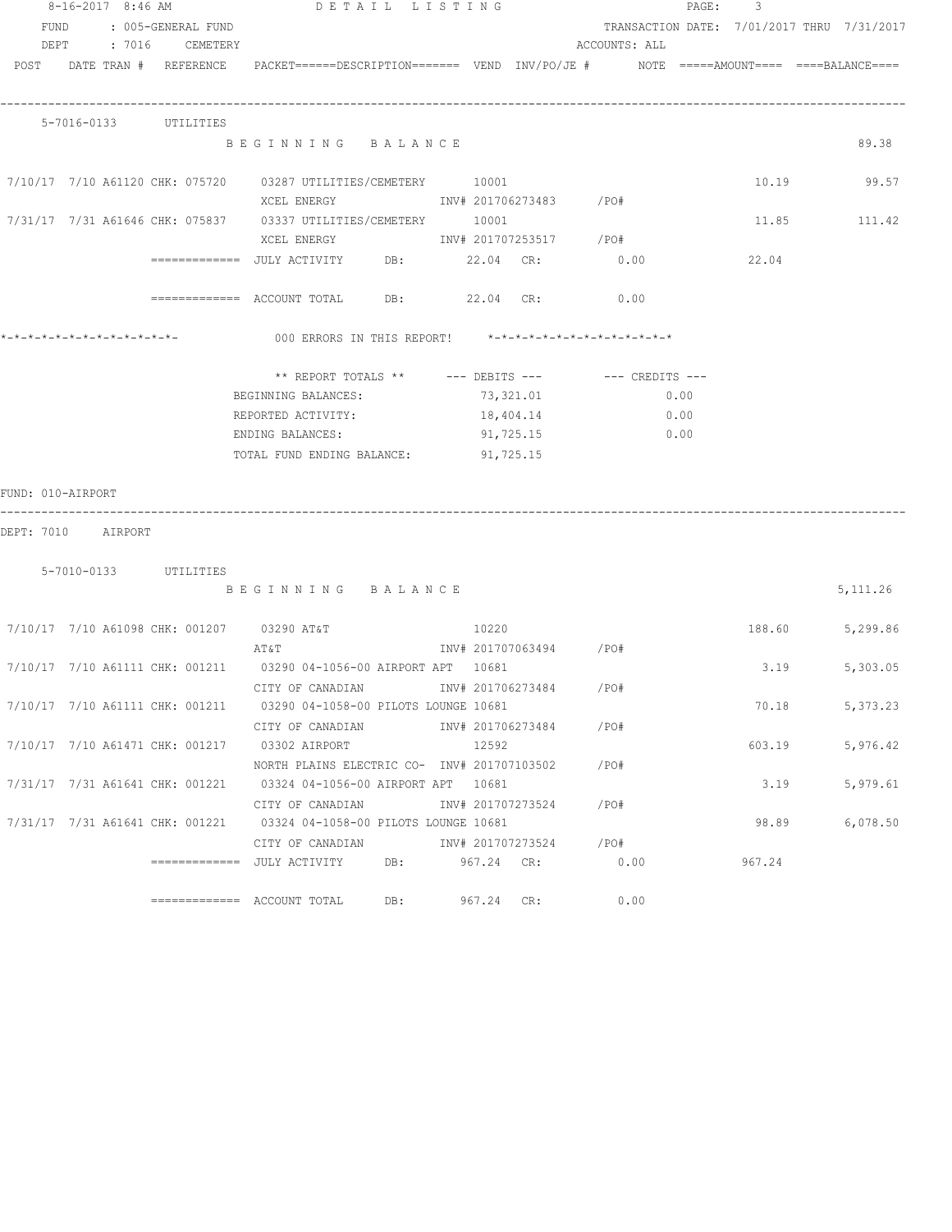8-16-2017 8:46 AM DETAIL LISTING

FUND : 005-GENERAL FUND TRANSACTION DATE: 7/01/2017 THRU 7/31/2017
DEPT : 7016 CEMETERY ACCOUNTS: ALL

| POST | DATE | TRAN # | REFERENCE | PACKET======DESCRIPTION======= | VEND | INV/PO/JE # | NOTE | =====AMOUNT==== | ====BALANCE==== |
|---|---|---|---|---|---|---|---|---|---|
| **5-7016-0133 UTILITIES** | | | | | | | | | |
| | | | | BEGINNING BALANCE | | | | | 89.38 |
| 7/10/17 | 7/10 | A61120 | CHK: 075720 | 03287 UTILITIES/CEMETERY<br>XCEL ENERGY | 10001 | INV# 201706273483 /PO# | | 10.19 | 99.57 |
| 7/31/17 | 7/31 | A61646 | CHK: 075837 | 03337 UTILITIES/CEMETERY<br>XCEL ENERGY | 10001 | INV# 201707253517 /PO# | | 11.85 | 111.42 |
| | | | ============= | JULY ACTIVITY DB: 22.04 CR: 0.00 | | | | 22.04 | |
| | | | ============= | ACCOUNT TOTAL DB: 22.04 CR: 0.00 | | | | | |

*-*-*-*-*-*-*-*-*-*-*-*-*- 000 ERRORS IN THIS REPORT! *-*-*-*-*-*-*-*-*-*-*-*-*-*

| ** REPORT TOTALS ** | --- DEBITS --- | --- CREDITS --- |
|---|---|---|
| BEGINNING BALANCES: | 73,321.01 | 0.00 |
| REPORTED ACTIVITY: | 18,404.14 | 0.00 |
| ENDING BALANCES: | 91,725.15 | 0.00 |
| TOTAL FUND ENDING BALANCE: | 91,725.15 | |

FUND: 010-AIRPORT

DEPT: 7010 AIRPORT

| POST | DATE | TRAN # | REFERENCE | PACKET======DESCRIPTION======= | VEND | INV/PO/JE # | NOTE | =====AMOUNT==== | ====BALANCE==== |
|---|---|---|---|---|---|---|---|---|---|
| **5-7010-0133 UTILITIES** | | | | | | | | | |
| | | | | BEGINNING BALANCE | | | | | 5,111.26 |
| 7/10/17 | 7/10 | A61098 | CHK: 001207 | 03290 AT&T<br>AT&T | 10220 | INV# 201707063494 /PO# | | 188.60 | 5,299.86 |
| 7/10/17 | 7/10 | A61111 | CHK: 001211 | 03290 04-1056-00 AIRPORT APT<br>CITY OF CANADIAN | 10681 | INV# 201706273484 /PO# | | 3.19 | 5,303.05 |
| 7/10/17 | 7/10 | A61111 | CHK: 001211 | 03290 04-1058-00 PILOTS LOUNGE<br>CITY OF CANADIAN | 10681 | INV# 201706273484 /PO# | | 70.18 | 5,373.23 |
| 7/10/17 | 7/10 | A61471 | CHK: 001217 | 03302 AIRPORT<br>NORTH PLAINS ELECTRIC CO- | 12592 | INV# 201707103502 /PO# | | 603.19 | 5,976.42 |
| 7/31/17 | 7/31 | A61641 | CHK: 001221 | 03324 04-1056-00 AIRPORT APT<br>CITY OF CANADIAN | 10681 | INV# 201707273524 /PO# | | 3.19 | 5,979.61 |
| 7/31/17 | 7/31 | A61641 | CHK: 001221 | 03324 04-1058-00 PILOTS LOUNGE<br>CITY OF CANADIAN | 10681 | INV# 201707273524 /PO# | | 98.89 | 6,078.50 |
| | | | ============= | JULY ACTIVITY DB: 967.24 CR: 0.00 | | | | 967.24 | |
| | | | ============= | ACCOUNT TOTAL DB: 967.24 CR: 0.00 | | | | | |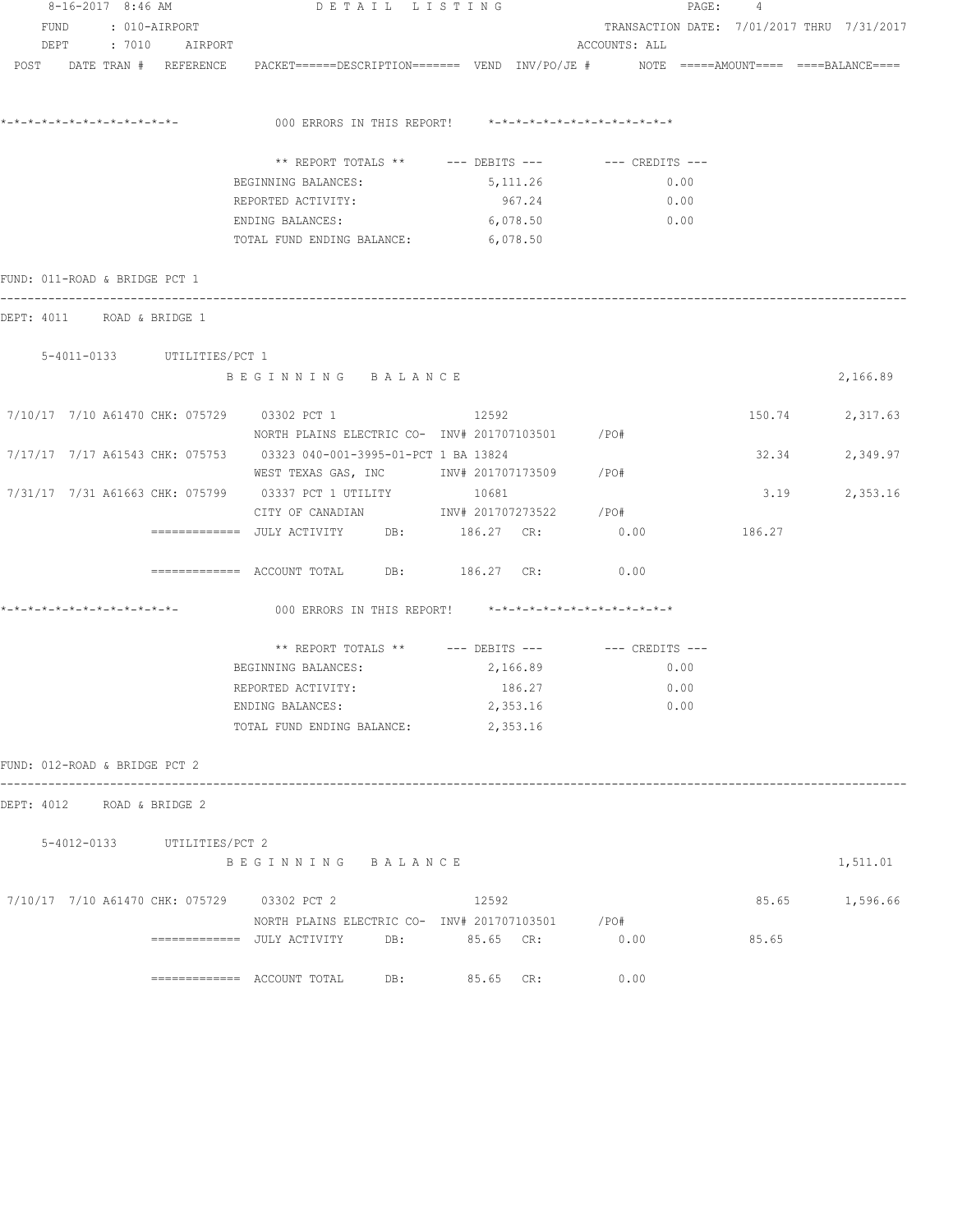FUND : 010-AIRPORT
DEPT : 7010 AIRPORT

TRANSACTION DATE: 7/01/2017 THRU 7/31/2017
ACCOUNTS: ALL

```
POST   DATE TRAN #  REFERENCE   PACKET======DESCRIPTION======= VEND  INV/PO/JE #       NOTE  =====AMOUNT====  ====BALANCE====


*-*-*-*-*-*-*-*-*-*-*-*-*-*-            000 ERRORS IN THIS REPORT!    *-*-*-*-*-*-*-*-*-*-*-*-*-*-*

                               ** REPORT TOTALS **      --- DEBITS ---         --- CREDITS ---
                          BEGINNING BALANCES:               5,111.26                 0.00
                          REPORTED ACTIVITY:                  967.24                 0.00
                          ENDING BALANCES:                  6,078.50                 0.00
                          TOTAL FUND ENDING BALANCE:        6,078.50

FUND: 011-ROAD & BRIDGE PCT 1
------------------------------------------------------------------------------------------------------------------------
DEPT: 4011    ROAD & BRIDGE 1

    5-4011-0133       UTILITIES/PCT 1
                          B E G I N N I N G   B A L A N C E                                                  2,166.89

 7/10/17  7/10 A61470 CHK: 075729    03302 PCT 1                    12592                           150.74        2,317.63
                          NORTH PLAINS ELECTRIC CO-  INV# 201707103501     /PO#
 7/17/17  7/17 A61543 CHK: 075753    03323 040-001-3995-01-PCT 1 BA 13824                            32.34        2,349.97
                          WEST TEXAS GAS, INC        INV# 201707173509     /PO#
 7/31/17  7/31 A61663 CHK: 075799    03337 PCT 1 UTILITY            10681                             3.19        2,353.16
                          CITY OF CANADIAN           INV# 201707273522     /PO#
                ============= JULY ACTIVITY     DB:        186.27  CR:           0.00            186.27

                ============= ACCOUNT TOTAL     DB:        186.27  CR:           0.00

*-*-*-*-*-*-*-*-*-*-*-*-*-*-            000 ERRORS IN THIS REPORT!    *-*-*-*-*-*-*-*-*-*-*-*-*-*-*

                               ** REPORT TOTALS **      --- DEBITS ---         --- CREDITS ---
                          BEGINNING BALANCES:               2,166.89                 0.00
                          REPORTED ACTIVITY:                  186.27                 0.00
                          ENDING BALANCES:                  2,353.16                 0.00
                          TOTAL FUND ENDING BALANCE:        2,353.16

FUND: 012-ROAD & BRIDGE PCT 2
------------------------------------------------------------------------------------------------------------------------
DEPT: 4012    ROAD & BRIDGE 2

    5-4012-0133       UTILITIES/PCT 2
                          B E G I N N I N G   B A L A N C E                                                  1,511.01

 7/10/17  7/10 A61470 CHK: 075729    03302 PCT 2                    12592                            85.65        1,596.66
                          NORTH PLAINS ELECTRIC CO-  INV# 201707103501     /PO#
                ============= JULY ACTIVITY     DB:         85.65  CR:           0.00             85.65

                ============= ACCOUNT TOTAL     DB:         85.65  CR:           0.00
```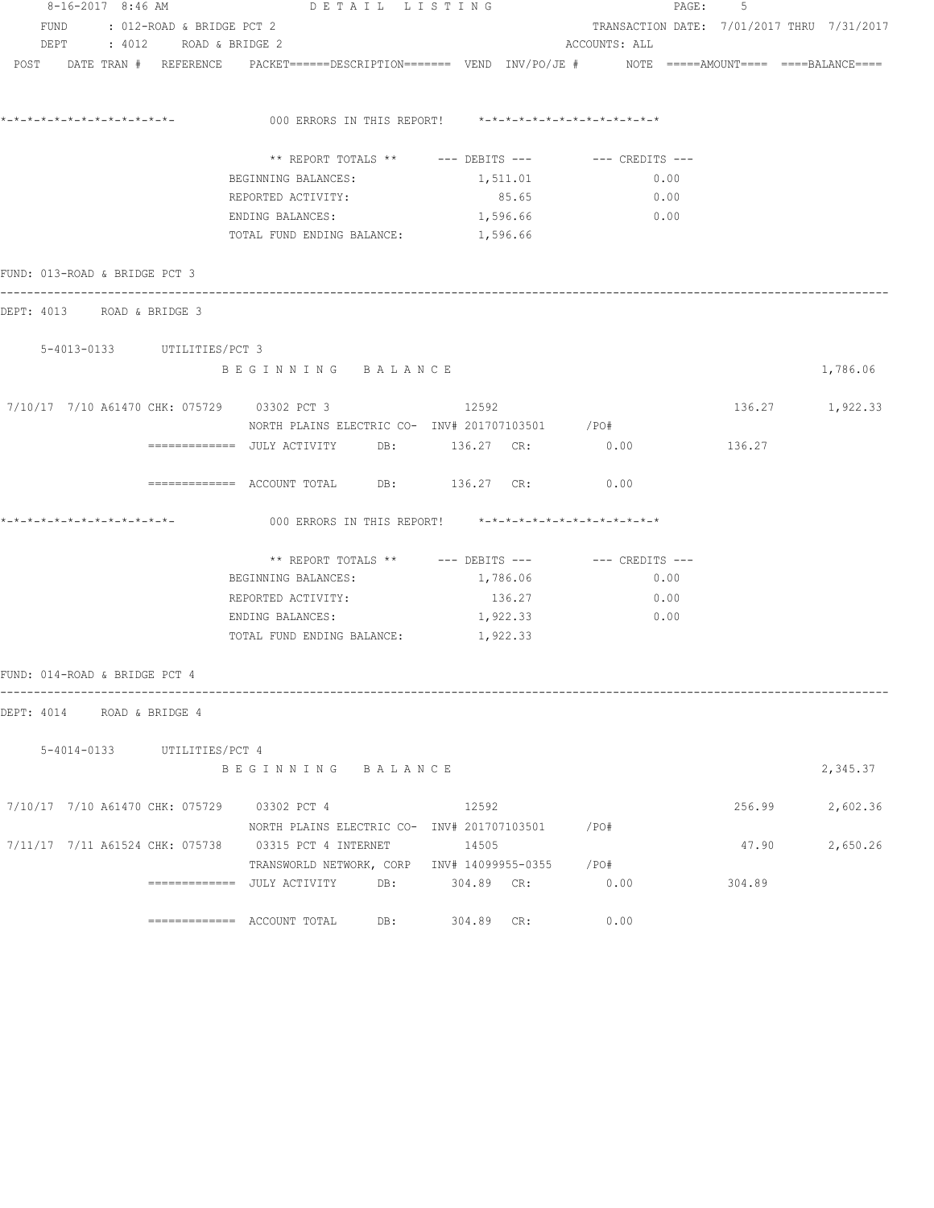FUND : 012-ROAD & BRIDGE PCT 2 TRANSACTION DATE: 7/01/2017 THRU 7/31/2017

DEPT : 4012 ROAD & BRIDGE 2 ACCOUNTS: ALL

POST DATE TRAN # REFERENCE PACKET======DESCRIPTION======= VEND INV/PO/JE # NOTE =====AMOUNT==== ====BALANCE====

```
*-*-*-*-*-*-*-*-*-*-*-*-*-*-          000 ERRORS IN THIS REPORT!    *-*-*-*-*-*-*-*-*-*-*-*-*-*

                        ** REPORT TOTALS **      --- DEBITS ---        --- CREDITS ---
                        BEGINNING BALANCES:            1,511.01                0.00
                        REPORTED ACTIVITY:                85.65                0.00
                        ENDING BALANCES:               1,596.66                0.00
                        TOTAL FUND ENDING BALANCE:     1,596.66
```

FUND: 013-ROAD & BRIDGE PCT 3

DEPT: 4013 ROAD & BRIDGE 3

```
5-4013-0133      UTILITIES/PCT 3
                 B E G I N N I N G   B A L A N C E                                              1,786.06

7/10/17  7/10 A61470 CHK: 075729    03302 PCT 3                  12592                        136.27      1,922.33
                     NORTH PLAINS ELECTRIC CO-  INV# 201707103501      /PO#
         ============= JULY ACTIVITY     DB:       136.27  CR:          0.00          136.27

         ============= ACCOUNT TOTAL     DB:       136.27  CR:          0.00

*-*-*-*-*-*-*-*-*-*-*-*-*-*-          000 ERRORS IN THIS REPORT!    *-*-*-*-*-*-*-*-*-*-*-*-*-*

                        ** REPORT TOTALS **      --- DEBITS ---        --- CREDITS ---
                        BEGINNING BALANCES:            1,786.06                0.00
                        REPORTED ACTIVITY:               136.27                0.00
                        ENDING BALANCES:               1,922.33                0.00
                        TOTAL FUND ENDING BALANCE:     1,922.33
```

FUND: 014-ROAD & BRIDGE PCT 4

DEPT: 4014 ROAD & BRIDGE 4

```
5-4014-0133      UTILITIES/PCT 4
                 B E G I N N I N G   B A L A N C E                                              2,345.37

7/10/17  7/10 A61470 CHK: 075729    03302 PCT 4                  12592                        256.99      2,602.36
                     NORTH PLAINS ELECTRIC CO-  INV# 201707103501      /PO#
7/11/17  7/11 A61524 CHK: 075738    03315 PCT 4 INTERNET         14505                         47.90      2,650.26
                     TRANSWORLD NETWORK, CORP   INV# 14099955-0355     /PO#
         ============= JULY ACTIVITY     DB:       304.89  CR:          0.00          304.89

         ============= ACCOUNT TOTAL     DB:       304.89  CR:          0.00
```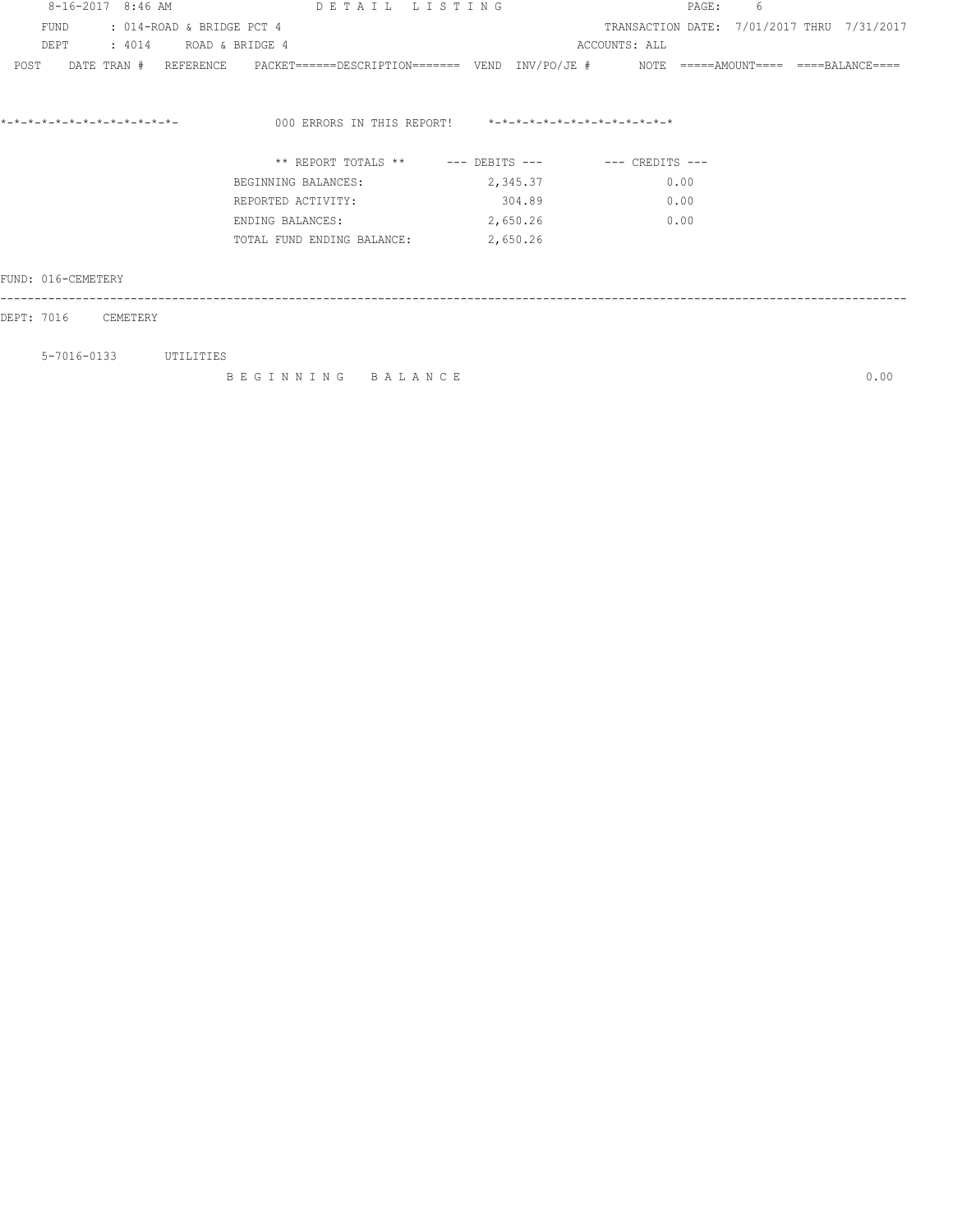8-16-2017 8:46 AM DETAIL LISTING

FUND : 014-ROAD & BRIDGE PCT 4 TRANSACTION DATE: 7/01/2017 THRU 7/31/2017

DEPT : 4014 ROAD & BRIDGE 4 ACCOUNTS: ALL

POST DATE TRAN # REFERENCE PACKET======DESCRIPTION======= VEND INV/PO/JE # NOTE =====AMOUNT==== ====BALANCE====

*-*-*-*-*-*-*-*-*-*-*-*-*-*- 000 ERRORS IN THIS REPORT! *-*-*-*-*-*-*-*-*-*-*-*-*-*

| ** REPORT TOTALS ** | --- DEBITS --- | --- CREDITS --- |
|---|---|---|
| BEGINNING BALANCES: | 2,345.37 | 0.00 |
| REPORTED ACTIVITY: | 304.89 | 0.00 |
| ENDING BALANCES: | 2,650.26 | 0.00 |
| TOTAL FUND ENDING BALANCE: | 2,650.26 | |

FUND: 016-CEMETERY

---

DEPT: 7016 CEMETERY

5-7016-0133 UTILITIES

B E G I N N I N G B A L A N C E 0.00